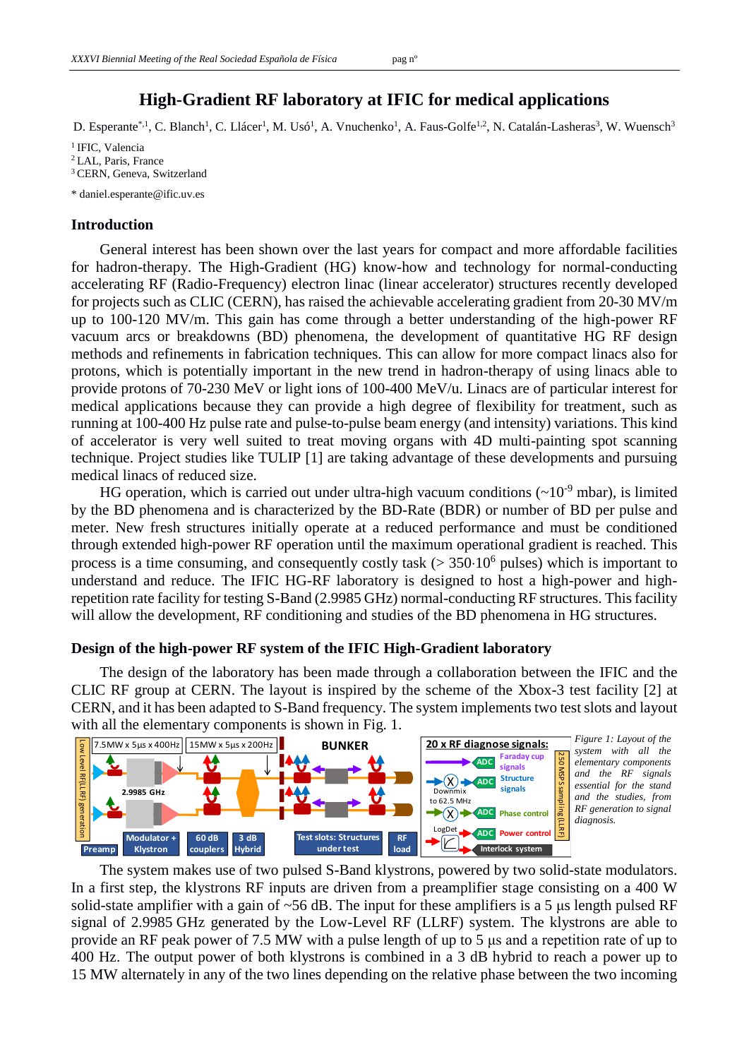# High-Gradient RF laboratory at IFIC for medical applications

D. Esperante*[,1], C. Blanch[1], C. Llácer[1], M. Usó[1], A. Vnuchenko[1], A. Faus-Golfe[1,2], N. Catalán-Lasheras[3], W. Wuensch[3]

[1] IFIC, Valencia
[2] LAL, Paris, France
[3] CERN, Geneva, Switzerland

* daniel.esperante@ific.uv.es

## Introduction

General interest has been shown over the last years for compact and more affordable facilities for hadron-therapy. The High-Gradient (HG) know-how and technology for normal-conducting accelerating RF (Radio-Frequency) electron linac (linear accelerator) structures recently developed for projects such as CLIC (CERN), has raised the achievable accelerating gradient from 20-30 MV/m up to 100-120 MV/m. This gain has come through a better understanding of the high-power RF vacuum arcs or breakdowns (BD) phenomena, the development of quantitative HG RF design methods and refinements in fabrication techniques. This can allow for more compact linacs also for protons, which is potentially important in the new trend in hadron-therapy of using linacs able to provide protons of 70-230 MeV or light ions of 100-400 MeV/u. Linacs are of particular interest for medical applications because they can provide a high degree of flexibility for treatment, such as running at 100-400 Hz pulse rate and pulse-to-pulse beam energy (and intensity) variations. This kind of accelerator is very well suited to treat moving organs with 4D multi-painting spot scanning technique. Project studies like TULIP [1] are taking advantage of these developments and pursuing medical linacs of reduced size.

HG operation, which is carried out under ultra-high vacuum conditions (~$10^{-9}$ mbar), is limited by the BD phenomena and is characterized by the BD-Rate (BDR) or number of BD per pulse and meter. New fresh structures initially operate at a reduced performance and must be conditioned through extended high-power RF operation until the maximum operational gradient is reached. This process is a time consuming, and consequently costly task (> $350 \cdot 10^{6}$ pulses) which is important to understand and reduce. The IFIC HG-RF laboratory is designed to host a high-power and high-repetition rate facility for testing S-Band (2.9985 GHz) normal-conducting RF structures. This facility will allow the development, RF conditioning and studies of the BD phenomena in HG structures.

## Design of the high-power RF system of the IFIC High-Gradient laboratory

The design of the laboratory has been made through a collaboration between the IFIC and the CLIC RF group at CERN. The layout is inspired by the scheme of the Xbox-3 test facility [2] at CERN, and it has been adapted to S-Band frequency. The system implements two test slots and layout with all the elementary components is shown in Fig. 1.

*Figure 1: Layout of the system with all the elementary components essential for the stand and the RF signals and the studies, from RF generation to signal diagnosis.*

The system makes use of two pulsed S-Band klystrons, powered by two solid-state modulators. In a first step, the klystrons RF inputs are driven from a preamplifier stage consisting on a 400 W solid-state amplifier with a gain of ~56 dB. The input for these amplifiers is a 5 µs length pulsed RF signal of 2.9985 GHz generated by the Low-Level RF (LLRF) system. The klystrons are able to provide an RF peak power of 7.5 MW with a pulse length of up to 5 µs and a repetition rate of up to 400 Hz. The output power of both klystrons is combined in a 3 dB hybrid to reach a power up to 15 MW alternately in any of the two lines depending on the relative phase between the two incoming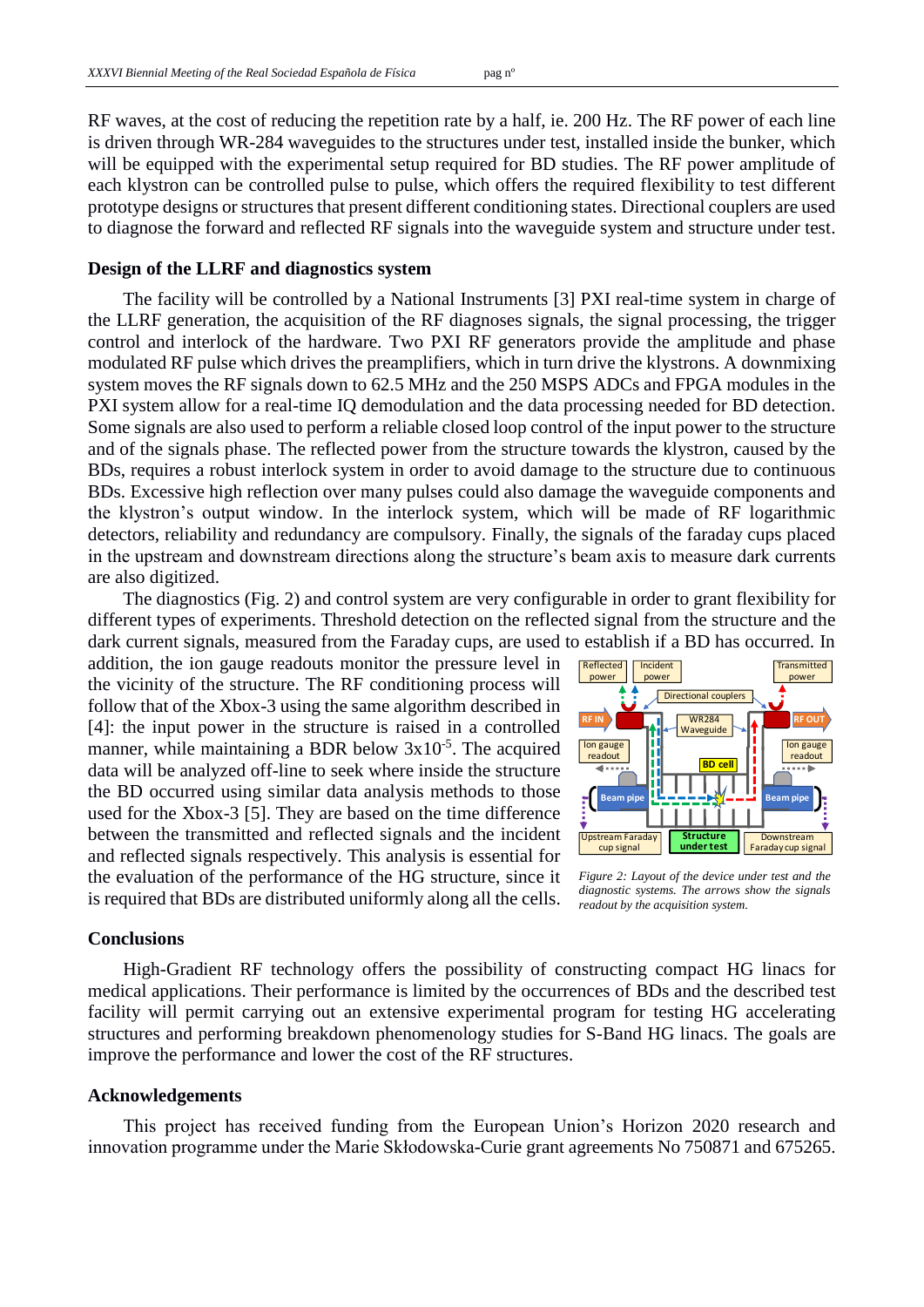RF waves, at the cost of reducing the repetition rate by a half, ie. 200 Hz. The RF power of each line is driven through WR-284 waveguides to the structures under test, installed inside the bunker, which will be equipped with the experimental setup required for BD studies. The RF power amplitude of each klystron can be controlled pulse to pulse, which offers the required flexibility to test different prototype designs or structures that present different conditioning states. Directional couplers are used to diagnose the forward and reflected RF signals into the waveguide system and structure under test.

## Design of the LLRF and diagnostics system

The facility will be controlled by a National Instruments [3] PXI real-time system in charge of the LLRF generation, the acquisition of the RF diagnoses signals, the signal processing, the trigger control and interlock of the hardware. Two PXI RF generators provide the amplitude and phase modulated RF pulse which drives the preamplifiers, which in turn drive the klystrons. A downmixing system moves the RF signals down to 62.5 MHz and the 250 MSPS ADCs and FPGA modules in the PXI system allow for a real-time IQ demodulation and the data processing needed for BD detection. Some signals are also used to perform a reliable closed loop control of the input power to the structure and of the signals phase. The reflected power from the structure towards the klystron, caused by the BDs, requires a robust interlock system in order to avoid damage to the structure due to continuous BDs. Excessive high reflection over many pulses could also damage the waveguide components and the klystron's output window. In the interlock system, which will be made of RF logarithmic detectors, reliability and redundancy are compulsory. Finally, the signals of the faraday cups placed in the upstream and downstream directions along the structure's beam axis to measure dark currents are also digitized.

The diagnostics (Fig. 2) and control system are very configurable in order to grant flexibility for different types of experiments. Threshold detection on the reflected signal from the structure and the dark current signals, measured from the Faraday cups, are used to establish if a BD has occurred. In addition, the ion gauge readouts monitor the pressure level in the vicinity of the structure. The RF conditioning process will follow that of the Xbox-3 using the same algorithm described in [4]: the input power in the structure is raised in a controlled manner, while maintaining a BDR below $3 \times 10^{-5}$. The acquired data will be analyzed off-line to seek where inside the structure the BD occurred using similar data analysis methods to those used for the Xbox-3 [5]. They are based on the time difference between the transmitted and reflected signals and the incident and reflected signals respectively. This analysis is essential for the evaluation of the performance of the HG structure, since it is required that BDs are distributed uniformly along all the cells.

*Figure 2: Layout of the device under test and the diagnostic systems. The arrows show the signals readout by the acquisition system.*

## Conclusions

High-Gradient RF technology offers the possibility of constructing compact HG linacs for medical applications. Their performance is limited by the occurrences of BDs and the described test facility will permit carrying out an extensive experimental program for testing HG accelerating structures and performing breakdown phenomenology studies for S-Band HG linacs. The goals are improve the performance and lower the cost of the RF structures.

## Acknowledgements

This project has received funding from the European Union's Horizon 2020 research and innovation programme under the Marie Skłodowska-Curie grant agreements No 750871 and 675265.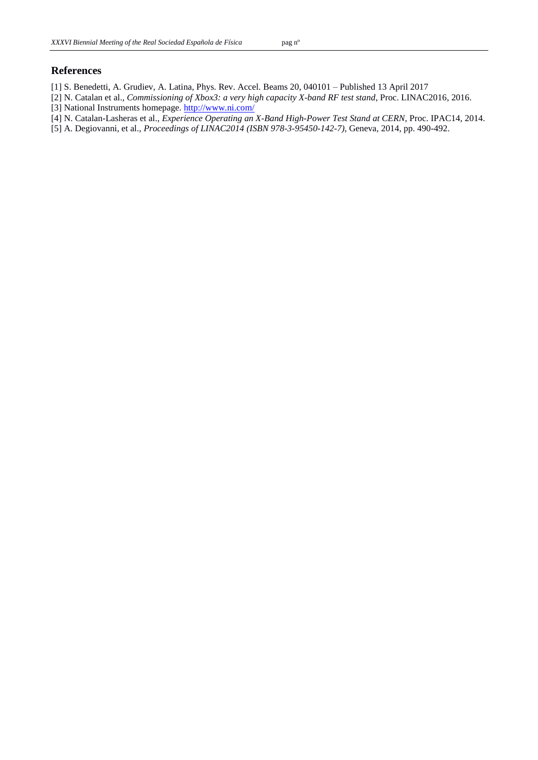## References

[1] S. Benedetti, A. Grudiev, A. Latina, Phys. Rev. Accel. Beams 20, 040101 – Published 13 April 2017

[2] N. Catalan et al., *Commissioning of Xbox3: a very high capacity X-band RF test stand*, Proc. LINAC2016, 2016.

[3] National Instruments homepage. http://www.ni.com/

[4] N. Catalan-Lasheras et al., *Experience Operating an X-Band High-Power Test Stand at CERN*, Proc. IPAC14, 2014.

[5] A. Degiovanni, et al., *Proceedings of LINAC2014 (ISBN 978-3-95450-142-7)*, Geneva, 2014, pp. 490-492.